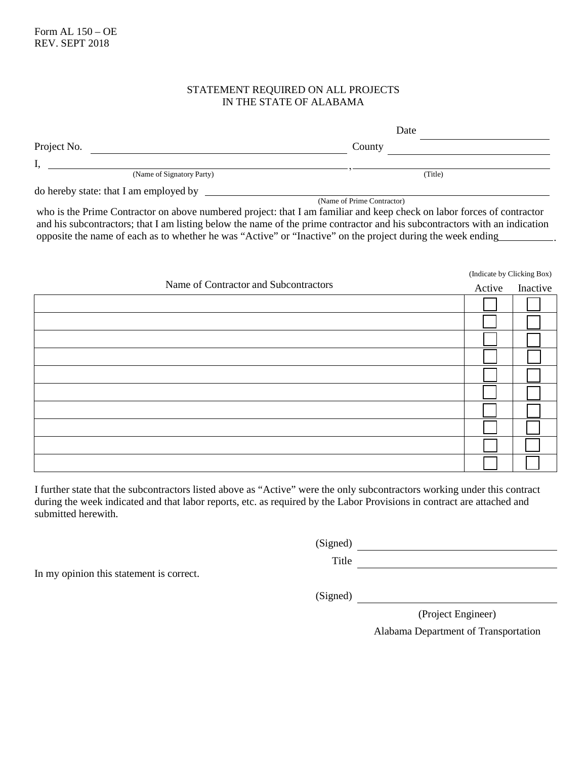Form AL 150 – OE
REV. SEPT 2018

# STATEMENT REQUIRED ON ALL PROJECTS
# IN THE STATE OF ALABAMA

Date ______________________

Project No. ______________________________________ County ______________________________

I, ______________________________________________, ______________________________________
(Name of Signatory Party) (Title)

do hereby state: that I am employed by ______________________________________________
(Name of Prime Contractor)

who is the Prime Contractor on above numbered project: that I am familiar and keep check on labor forces of contractor and his subcontractors; that I am listing below the name of the prime contractor and his subcontractors with an indication opposite the name of each as to whether he was "Active" or "Inactive" on the project during the week ending__________.

(Indicate by Clicking Box)

| Name of Contractor and Subcontractors | Active | Inactive |
|---|---|---|
| | ☐ | ☐ |
| | ☐ | ☐ |
| | ☐ | ☐ |
| | ☐ | ☐ |
| | ☐ | ☐ |
| | ☐ | ☐ |
| | ☐ | ☐ |
| | ☐ | ☐ |
| | ☐ | ☐ |
| | ☐ | ☐ |

I further state that the subcontractors listed above as "Active" were the only subcontractors working under this contract during the week indicated and that labor reports, etc. as required by the Labor Provisions in contract are attached and submitted herewith.

(Signed) ______________________________

Title ______________________________

In my opinion this statement is correct.

(Signed) ______________________________

(Project Engineer)

Alabama Department of Transportation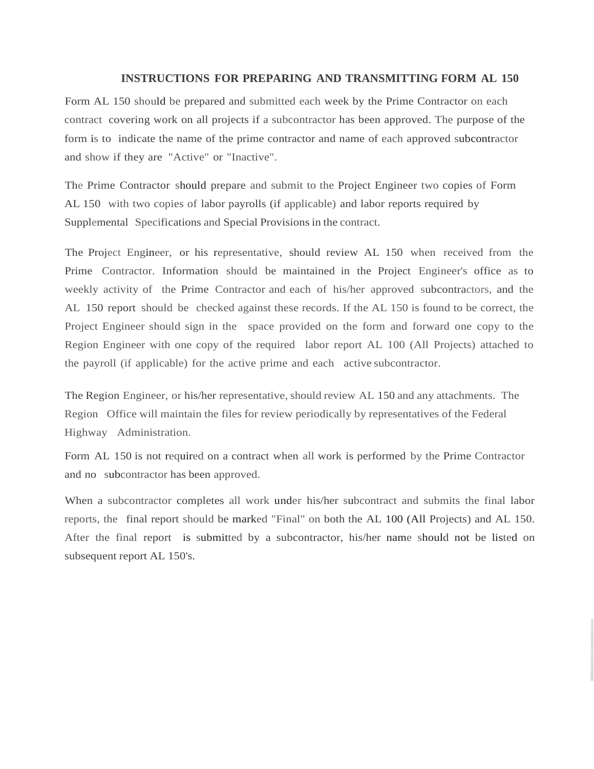## INSTRUCTIONS FOR PREPARING AND TRANSMITTING FORM AL 150

Form AL 150 should be prepared and submitted each week by the Prime Contractor on each contract covering work on all projects if a subcontractor has been approved. The purpose of the form is to indicate the name of the prime contractor and name of each approved subcontractor and show if they are "Active" or "Inactive".

The Prime Contractor should prepare and submit to the Project Engineer two copies of Form AL 150 with two copies of labor payrolls (if applicable) and labor reports required by Supplemental Specifications and Special Provisions in the contract.

The Project Engineer, or his representative, should review AL 150 when received from the Prime Contractor. Information should be maintained in the Project Engineer's office as to weekly activity of the Prime Contractor and each of his/her approved subcontractors, and the AL 150 report should be checked against these records. If the AL 150 is found to be correct, the Project Engineer should sign in the space provided on the form and forward one copy to the Region Engineer with one copy of the required labor report AL 100 (All Projects) attached to the payroll (if applicable) for the active prime and each active subcontractor.

The Region Engineer, or his/her representative, should review AL 150 and any attachments. The Region Office will maintain the files for review periodically by representatives of the Federal Highway Administration.

Form AL 150 is not required on a contract when all work is performed by the Prime Contractor and no subcontractor has been approved.

When a subcontractor completes all work under his/her subcontract and submits the final labor reports, the final report should be marked "Final" on both the AL 100 (All Projects) and AL 150. After the final report is submitted by a subcontractor, his/her name should not be listed on subsequent report AL 150's.